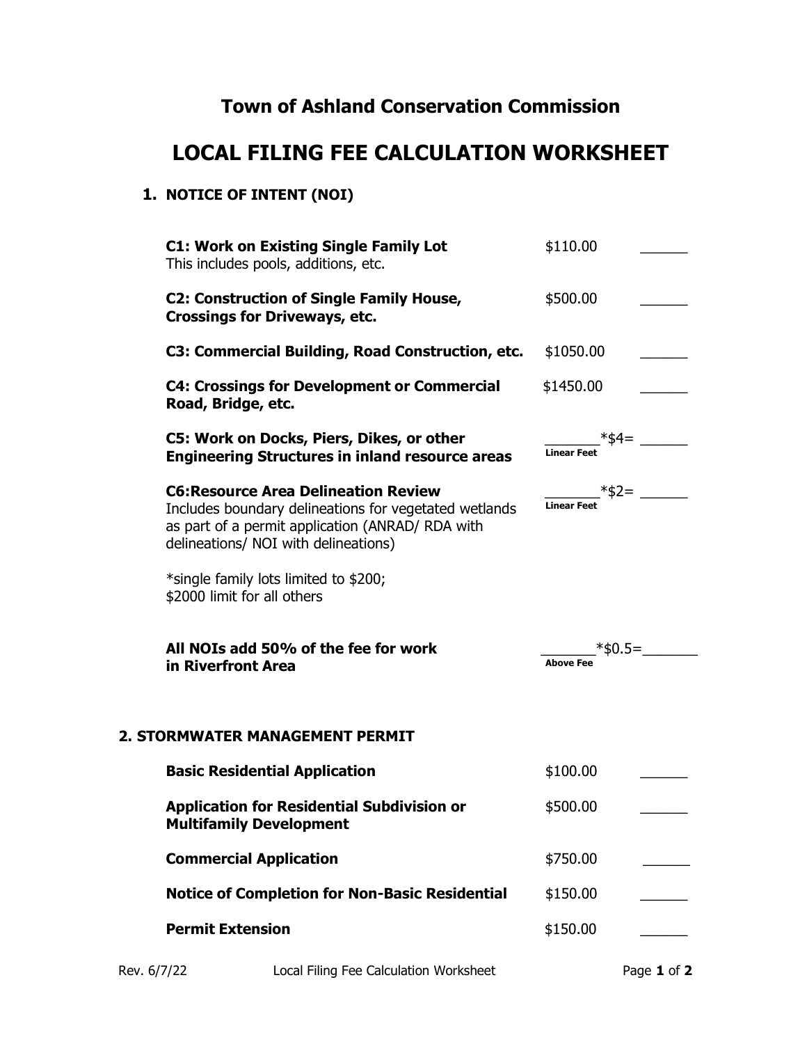# Town of Ashland Conservation Commission

# LOCAL FILING FEE CALCULATION WORKSHEET

## 1. NOTICE OF INTENT (NOI)

| | | |
|---|---|---|
| **C1: Work on Existing Single Family Lot**<br>This includes pools, additions, etc. | $110.00 | ______ |
| **C2: Construction of Single Family House, Crossings for Driveways, etc.** | $500.00 | ______ |
| **C3: Commercial Building, Road Construction, etc.** | $1050.00 | ______ |
| **C4: Crossings for Development or Commercial Road, Bridge, etc.** | $1450.00 | ______ |
| **C5: Work on Docks, Piers, Dikes, or other Engineering Structures in inland resource areas** | _______*$4=<br>**Linear Feet** | ______ |
| **C6:Resource Area Delineation Review**<br>Includes boundary delineations for vegetated wetlands as part of a permit application (ANRAD/ RDA with delineations/ NOI with delineations)<br><br>*single family lots limited to $200;<br>$2000 limit for all others | _______*$2=<br>**Linear Feet** | ______ |
| **All NOIs add 50% of the fee for work in Riverfront Area** | _______*$0.5=<br>**Above Fee** | _______ |

## 2. STORMWATER MANAGEMENT PERMIT

| | | |
|---|---|---|
| **Basic Residential Application** | $100.00 | ______ |
| **Application for Residential Subdivision or Multifamily Development** | $500.00 | ______ |
| **Commercial Application** | $750.00 | ______ |
| **Notice of Completion for Non-Basic Residential** | $150.00 | ______ |
| **Permit Extension** | $150.00 | ______ |

Rev. 6/7/22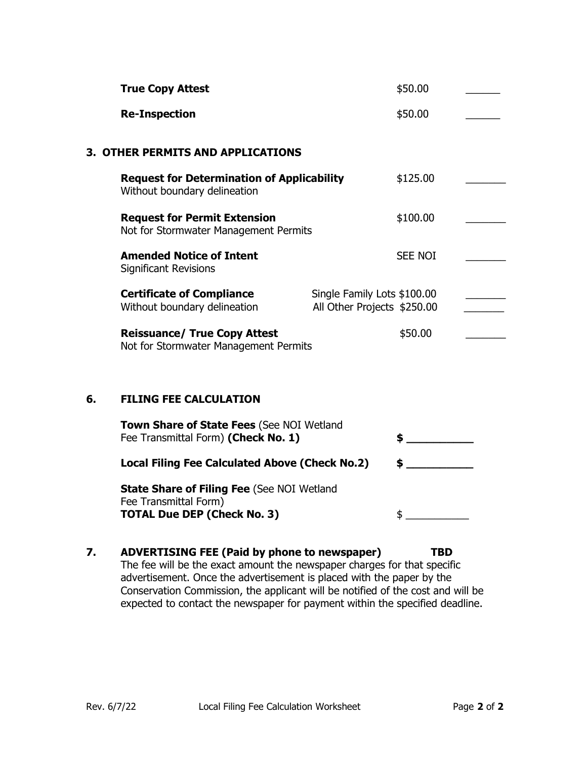**True Copy Attest** $50.00 ______

**Re-Inspection** $50.00 ______

## 3. OTHER PERMITS AND APPLICATIONS

**Request for Determination of Applicability** $125.00 _______
Without boundary delineation

**Request for Permit Extension** $100.00 _______
Not for Stormwater Management Permits

**Amended Notice of Intent** SEE NOI _______
Significant Revisions

**Certificate of Compliance** Single Family Lots $100.00 _______
Without boundary delineation All Other Projects $250.00 _______

**Reissuance/ True Copy Attest** $50.00 _______
Not for Stormwater Management Permits

## 6. FILING FEE CALCULATION

**Town Share of State Fees** (See NOI Wetland Fee Transmittal Form) **(Check No. 1)** **$ __________**

**Local Filing Fee Calculated Above (Check No.2)** **$ __________**

**State Share of Filing Fee** (See NOI Wetland Fee Transmittal Form)
**TOTAL Due DEP (Check No. 3)** $ __________

## 7. ADVERTISING FEE (Paid by phone to newspaper) TBD

The fee will be the exact amount the newspaper charges for that specific advertisement. Once the advertisement is placed with the paper by the Conservation Commission, the applicant will be notified of the cost and will be expected to contact the newspaper for payment within the specified deadline.

Rev. 6/7/22 Local Filing Fee Calculation Worksheet